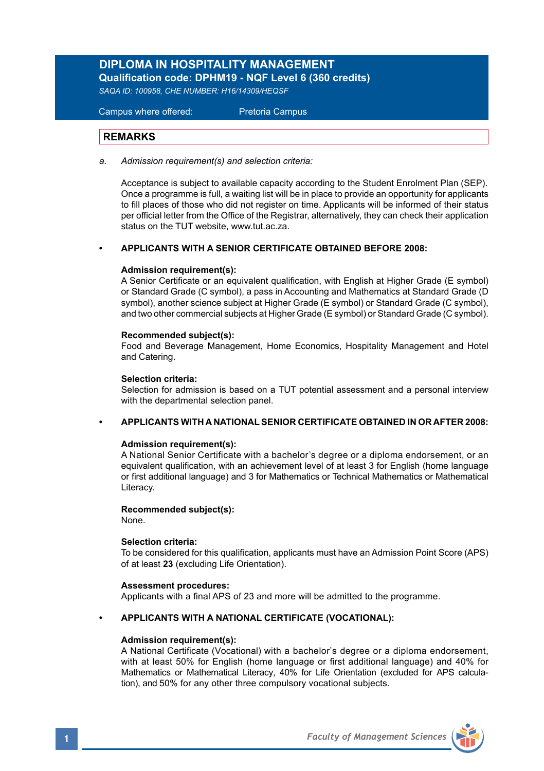# DIPLOMA IN HOSPITALITY MANAGEMENT

**Qualification code: DPHM19 - NQF Level 6 (360 credits)**

*SAQA ID: 100958, CHE NUMBER: H16/14309/HEQSF*

Campus where offered: Pretoria Campus

## REMARKS

a. *Admission requirement(s) and selection criteria:*

Acceptance is subject to available capacity according to the Student Enrolment Plan (SEP). Once a programme is full, a waiting list will be in place to provide an opportunity for applicants to fill places of those who did not register on time. Applicants will be informed of their status per official letter from the Office of the Registrar, alternatively, they can check their application status on the TUT website, www.tut.ac.za.

- **APPLICANTS WITH A SENIOR CERTIFICATE OBTAINED BEFORE 2008:**

**Admission requirement(s):**
A Senior Certificate or an equivalent qualification, with English at Higher Grade (E symbol) or Standard Grade (C symbol), a pass in Accounting and Mathematics at Standard Grade (D symbol), another science subject at Higher Grade (E symbol) or Standard Grade (C symbol), and two other commercial subjects at Higher Grade (E symbol) or Standard Grade (C symbol).

**Recommended subject(s):**
Food and Beverage Management, Home Economics, Hospitality Management and Hotel and Catering.

**Selection criteria:**
Selection for admission is based on a TUT potential assessment and a personal interview with the departmental selection panel.

- **APPLICANTS WITH A NATIONAL SENIOR CERTIFICATE OBTAINED IN OR AFTER 2008:**

**Admission requirement(s):**
A National Senior Certificate with a bachelor's degree or a diploma endorsement, or an equivalent qualification, with an achievement level of at least 3 for English (home language or first additional language) and 3 for Mathematics or Technical Mathematics or Mathematical Literacy.

**Recommended subject(s):**
None.

**Selection criteria:**
To be considered for this qualification, applicants must have an Admission Point Score (APS) of at least **23** (excluding Life Orientation).

**Assessment procedures:**
Applicants with a final APS of 23 and more will be admitted to the programme.

- **APPLICANTS WITH A NATIONAL CERTIFICATE (VOCATIONAL):**

**Admission requirement(s):**
A National Certificate (Vocational) with a bachelor's degree or a diploma endorsement, with at least 50% for English (home language or first additional language) and 40% for Mathematics or Mathematical Literacy, 40% for Life Orientation (excluded for APS calculation), and 50% for any other three compulsory vocational subjects.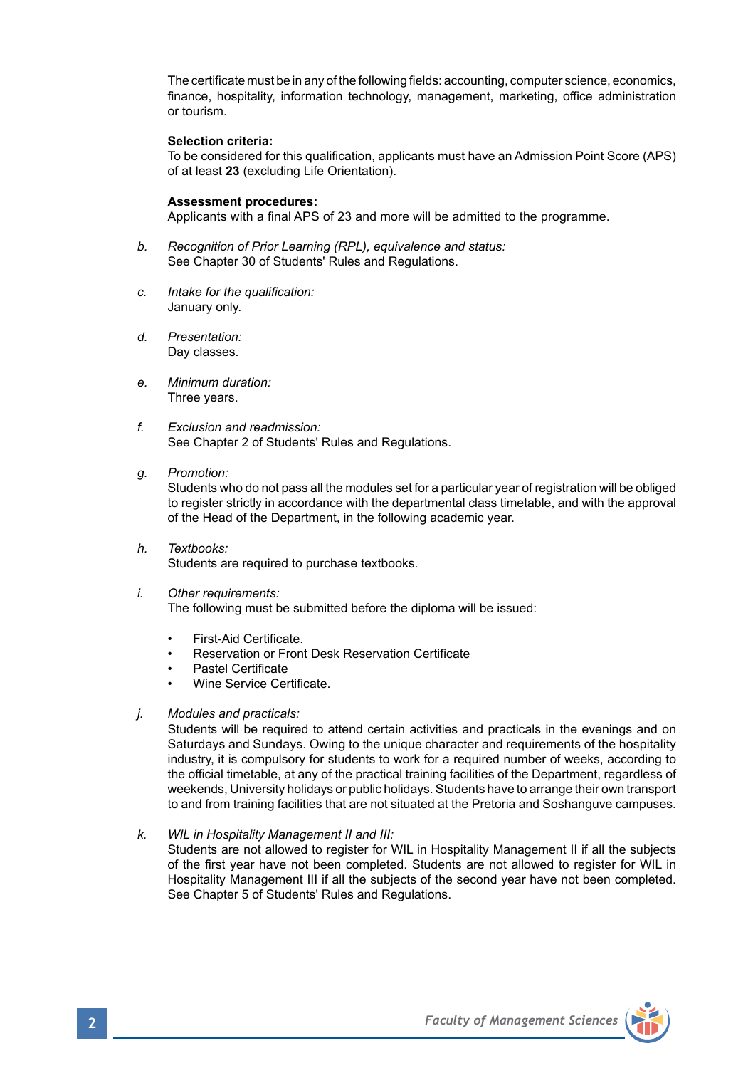The certificate must be in any of the following fields: accounting, computer science, economics, finance, hospitality, information technology, management, marketing, office administration or tourism.

**Selection criteria:**
To be considered for this qualification, applicants must have an Admission Point Score (APS) of at least **23** (excluding Life Orientation).

**Assessment procedures:**
Applicants with a final APS of 23 and more will be admitted to the programme.

b. *Recognition of Prior Learning (RPL), equivalence and status:*
See Chapter 30 of Students' Rules and Regulations.

c. *Intake for the qualification:*
January only.

d. *Presentation:*
Day classes.

e. *Minimum duration:*
Three years.

f. *Exclusion and readmission:*
See Chapter 2 of Students' Rules and Regulations.

g. *Promotion:*
Students who do not pass all the modules set for a particular year of registration will be obliged to register strictly in accordance with the departmental class timetable, and with the approval of the Head of the Department, in the following academic year.

h. *Textbooks:*
Students are required to purchase textbooks.

i. *Other requirements:*
The following must be submitted before the diploma will be issued:

- First-Aid Certificate.
- Reservation or Front Desk Reservation Certificate
- Pastel Certificate
- Wine Service Certificate.

j. *Modules and practicals:*
Students will be required to attend certain activities and practicals in the evenings and on Saturdays and Sundays. Owing to the unique character and requirements of the hospitality industry, it is compulsory for students to work for a required number of weeks, according to the official timetable, at any of the practical training facilities of the Department, regardless of weekends, University holidays or public holidays. Students have to arrange their own transport to and from training facilities that are not situated at the Pretoria and Soshanguve campuses.

k. *WIL in Hospitality Management II and III:*
Students are not allowed to register for WIL in Hospitality Management II if all the subjects of the first year have not been completed. Students are not allowed to register for WIL in Hospitality Management III if all the subjects of the second year have not been completed. See Chapter 5 of Students' Rules and Regulations.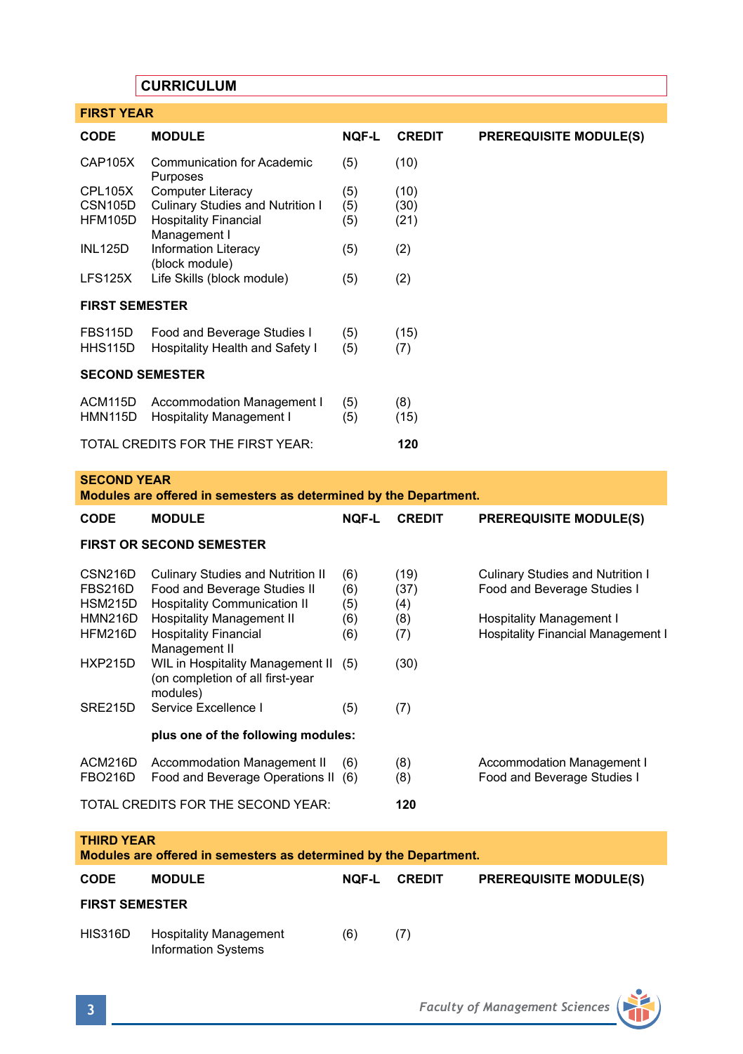## CURRICULUM

### FIRST YEAR

| CODE | MODULE | NQF-L | CREDIT | PREREQUISITE MODULE(S) |
|---|---|---|---|---|
| CAP105X | Communication for Academic Purposes | (5) | (10) | |
| CPL105X | Computer Literacy | (5) | (10) | |
| CSN105D | Culinary Studies and Nutrition I | (5) | (30) | |
| HFM105D | Hospitality Financial Management I | (5) | (21) | |
| INL125D | Information Literacy (block module) | (5) | (2) | |
| LFS125X | Life Skills (block module) | (5) | (2) | |
| **FIRST SEMESTER** | | | | |
| FBS115D | Food and Beverage Studies I | (5) | (15) | |
| HHS115D | Hospitality Health and Safety I | (5) | (7) | |
| **SECOND SEMESTER** | | | | |
| ACM115D | Accommodation Management I | (5) | (8) | |
| HMN115D | Hospitality Management I | (5) | (15) | |
| TOTAL CREDITS FOR THE FIRST YEAR: | | | **120** | |

### SECOND YEAR
**Modules are offered in semesters as determined by the Department.**

| CODE | MODULE | NQF-L | CREDIT | PREREQUISITE MODULE(S) |
|---|---|---|---|---|
| **FIRST OR SECOND SEMESTER** | | | | |
| CSN216D | Culinary Studies and Nutrition II | (6) | (19) | Culinary Studies and Nutrition I |
| FBS216D | Food and Beverage Studies II | (6) | (37) | Food and Beverage Studies I |
| HSM215D | Hospitality Communication II | (5) | (4) | |
| HMN216D | Hospitality Management II | (6) | (8) | Hospitality Management I |
| HFM216D | Hospitality Financial Management II | (6) | (7) | Hospitality Financial Management I |
| HXP215D | WIL in Hospitality Management II (on completion of all first-year modules) | (5) | (30) | |
| SRE215D | Service Excellence I | (5) | (7) | |
| | **plus one of the following modules:** | | | |
| ACM216D | Accommodation Management II | (6) | (8) | Accommodation Management I |
| FBO216D | Food and Beverage Operations II | (6) | (8) | Food and Beverage Studies I |
| TOTAL CREDITS FOR THE SECOND YEAR: | | | **120** | |

### THIRD YEAR
**Modules are offered in semesters as determined by the Department.**

| CODE | MODULE | NQF-L | CREDIT | PREREQUISITE MODULE(S) |
|---|---|---|---|---|
| **FIRST SEMESTER** | | | | |
| HIS316D | Hospitality Management Information Systems | (6) | (7) | |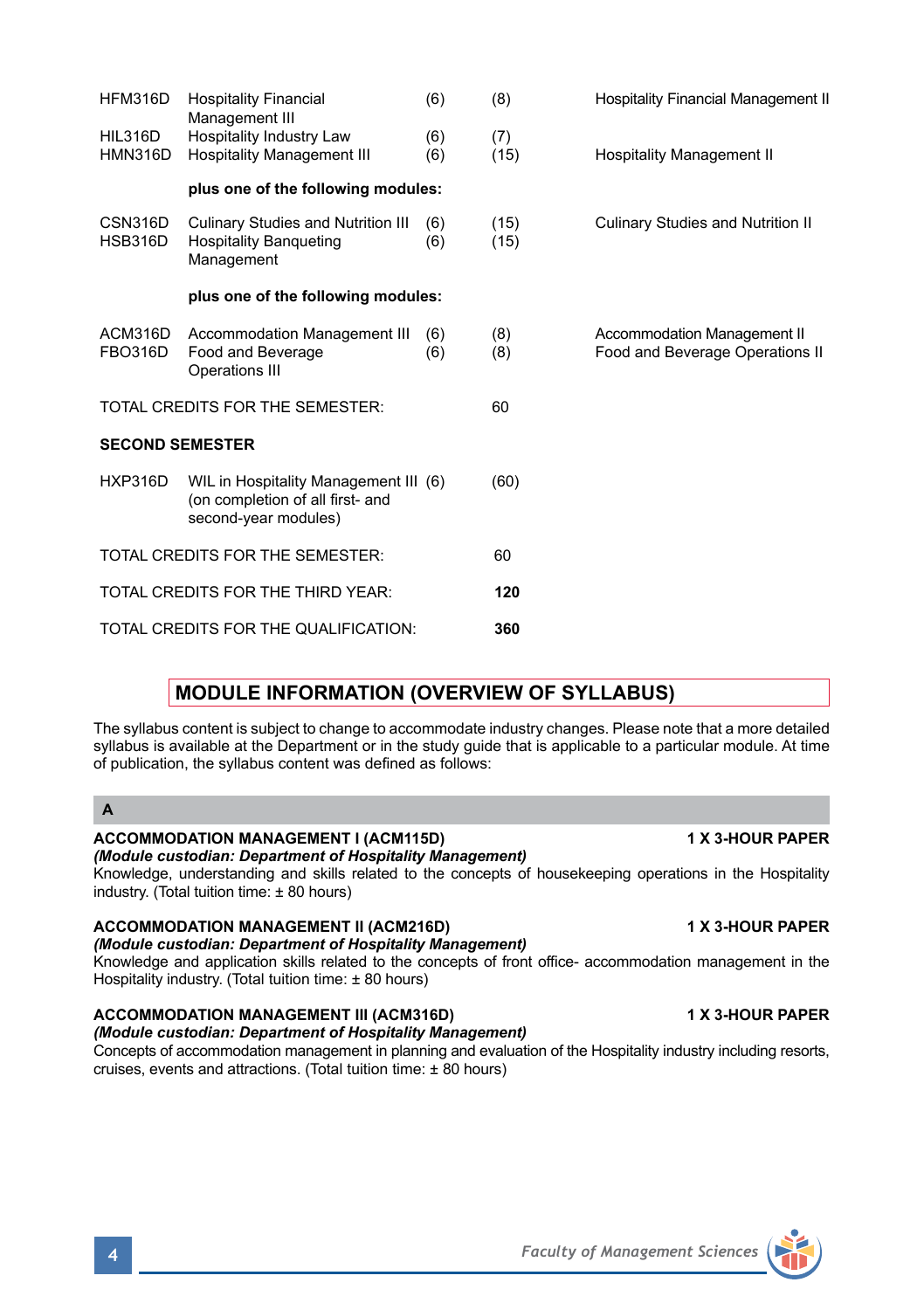| | | | | |
|---|---|---|---|---|
| HFM316D | Hospitality Financial Management III | (6) | (8) | Hospitality Financial Management II |
| HIL316D | Hospitality Industry Law | (6) | (7) | |
| HMN316D | Hospitality Management III | (6) | (15) | Hospitality Management II |
| | **plus one of the following modules:** | | | |
| CSN316D | Culinary Studies and Nutrition III | (6) | (15) | Culinary Studies and Nutrition II |
| HSB316D | Hospitality Banqueting Management | (6) | (15) | |
| | **plus one of the following modules:** | | | |
| ACM316D | Accommodation Management III | (6) | (8) | Accommodation Management II |
| FBO316D | Food and Beverage Operations III | (6) | (8) | Food and Beverage Operations II |
| TOTAL CREDITS FOR THE SEMESTER: | | | 60 | |
| **SECOND SEMESTER** | | | | |
| HXP316D | WIL in Hospitality Management III (on completion of all first- and second-year modules) | (6) | (60) | |
| TOTAL CREDITS FOR THE SEMESTER: | | | 60 | |
| TOTAL CREDITS FOR THE THIRD YEAR: | | | **120** | |
| TOTAL CREDITS FOR THE QUALIFICATION: | | | **360** | |

## MODULE INFORMATION (OVERVIEW OF SYLLABUS)

The syllabus content is subject to change to accommodate industry changes. Please note that a more detailed syllabus is available at the Department or in the study guide that is applicable to a particular module. At time of publication, the syllabus content was defined as follows:

### A

**ACCOMMODATION MANAGEMENT I (ACM115D)** **1 X 3-HOUR PAPER**
***(Module custodian: Department of Hospitality Management)***
Knowledge, understanding and skills related to the concepts of housekeeping operations in the Hospitality industry. (Total tuition time: ± 80 hours)

**ACCOMMODATION MANAGEMENT II (ACM216D)** **1 X 3-HOUR PAPER**
***(Module custodian: Department of Hospitality Management)***
Knowledge and application skills related to the concepts of front office- accommodation management in the Hospitality industry. (Total tuition time: ± 80 hours)

**ACCOMMODATION MANAGEMENT III (ACM316D)** **1 X 3-HOUR PAPER**
***(Module custodian: Department of Hospitality Management)***
Concepts of accommodation management in planning and evaluation of the Hospitality industry including resorts, cruises, events and attractions. (Total tuition time: ± 80 hours)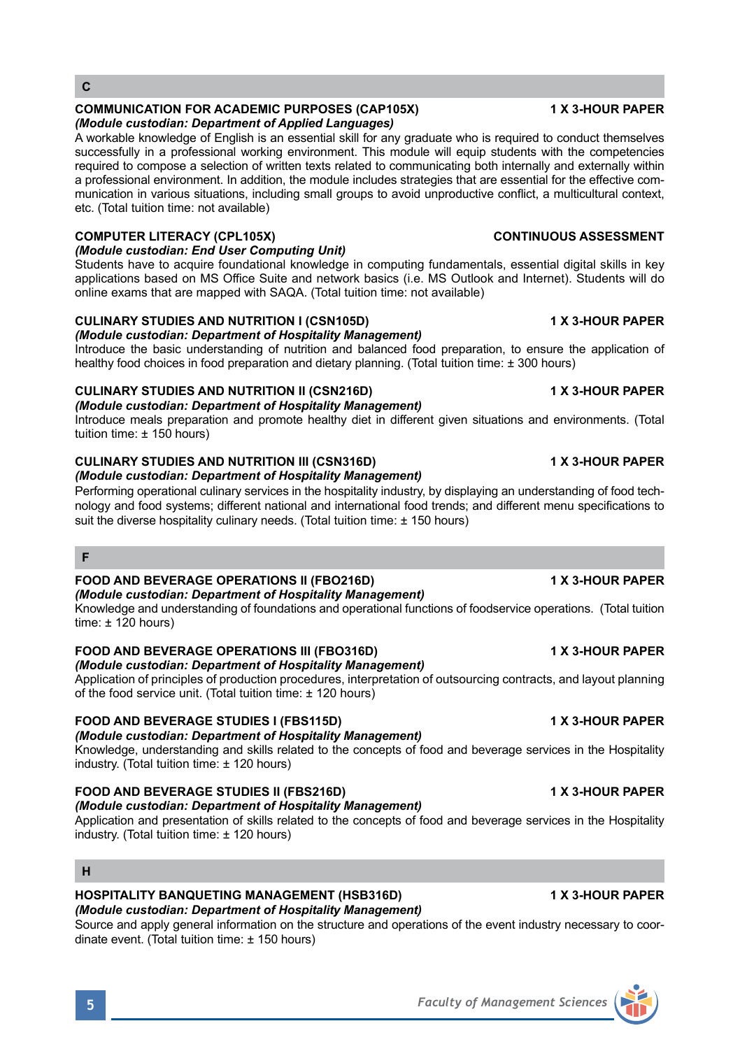## C

**COMMUNICATION FOR ACADEMIC PURPOSES (CAP105X)** **1 X 3-HOUR PAPER**
***(Module custodian: Department of Applied Languages)***
A workable knowledge of English is an essential skill for any graduate who is required to conduct themselves successfully in a professional working environment. This module will equip students with the competencies required to compose a selection of written texts related to communicating both internally and externally within a professional environment. In addition, the module includes strategies that are essential for the effective communication in various situations, including small groups to avoid unproductive conflict, a multicultural context, etc. (Total tuition time: not available)

**COMPUTER LITERACY (CPL105X)** **CONTINUOUS ASSESSMENT**
***(Module custodian: End User Computing Unit)***
Students have to acquire foundational knowledge in computing fundamentals, essential digital skills in key applications based on MS Office Suite and network basics (i.e. MS Outlook and Internet). Students will do online exams that are mapped with SAQA. (Total tuition time: not available)

**CULINARY STUDIES AND NUTRITION I (CSN105D)** **1 X 3-HOUR PAPER**
***(Module custodian: Department of Hospitality Management)***
Introduce the basic understanding of nutrition and balanced food preparation, to ensure the application of healthy food choices in food preparation and dietary planning. (Total tuition time: ± 300 hours)

**CULINARY STUDIES AND NUTRITION II (CSN216D)** **1 X 3-HOUR PAPER**
***(Module custodian: Department of Hospitality Management)***
Introduce meals preparation and promote healthy diet in different given situations and environments. (Total tuition time: ± 150 hours)

**CULINARY STUDIES AND NUTRITION III (CSN316D)** **1 X 3-HOUR PAPER**
***(Module custodian: Department of Hospitality Management)***
Performing operational culinary services in the hospitality industry, by displaying an understanding of food technology and food systems; different national and international food trends; and different menu specifications to suit the diverse hospitality culinary needs. (Total tuition time: ± 150 hours)

## F

**FOOD AND BEVERAGE OPERATIONS II (FBO216D)** **1 X 3-HOUR PAPER**
***(Module custodian: Department of Hospitality Management)***
Knowledge and understanding of foundations and operational functions of foodservice operations. (Total tuition time: ± 120 hours)

**FOOD AND BEVERAGE OPERATIONS III (FBO316D)** **1 X 3-HOUR PAPER**
***(Module custodian: Department of Hospitality Management)***
Application of principles of production procedures, interpretation of outsourcing contracts, and layout planning of the food service unit. (Total tuition time: ± 120 hours)

**FOOD AND BEVERAGE STUDIES I (FBS115D)** **1 X 3-HOUR PAPER**
***(Module custodian: Department of Hospitality Management)***
Knowledge, understanding and skills related to the concepts of food and beverage services in the Hospitality industry. (Total tuition time: ± 120 hours)

**FOOD AND BEVERAGE STUDIES II (FBS216D)** **1 X 3-HOUR PAPER**
***(Module custodian: Department of Hospitality Management)***
Application and presentation of skills related to the concepts of food and beverage services in the Hospitality industry. (Total tuition time: ± 120 hours)

## H

**HOSPITALITY BANQUETING MANAGEMENT (HSB316D)** **1 X 3-HOUR PAPER**
***(Module custodian: Department of Hospitality Management)***
Source and apply general information on the structure and operations of the event industry necessary to coordinate event. (Total tuition time: ± 150 hours)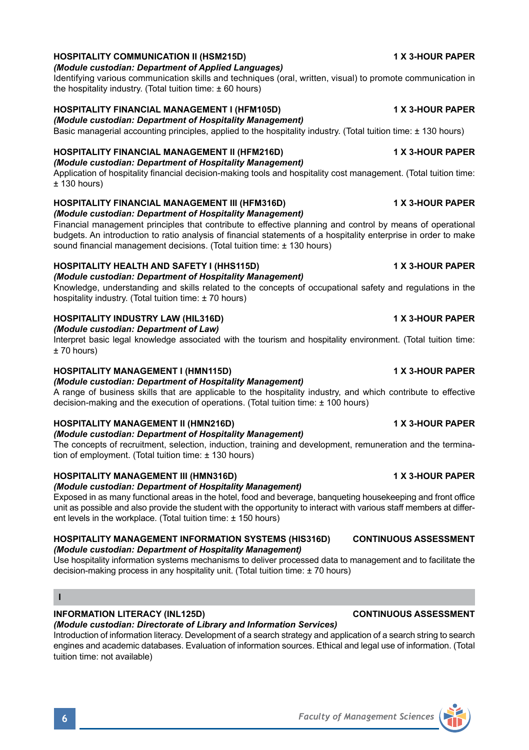**HOSPITALITY COMMUNICATION II (HSM215D)** **1 X 3-HOUR PAPER**
***(Module custodian: Department of Applied Languages)***
Identifying various communication skills and techniques (oral, written, visual) to promote communication in the hospitality industry. (Total tuition time: ± 60 hours)

**HOSPITALITY FINANCIAL MANAGEMENT I (HFM105D)** **1 X 3-HOUR PAPER**
***(Module custodian: Department of Hospitality Management)***
Basic managerial accounting principles, applied to the hospitality industry. (Total tuition time: ± 130 hours)

**HOSPITALITY FINANCIAL MANAGEMENT II (HFM216D)** **1 X 3-HOUR PAPER**
***(Module custodian: Department of Hospitality Management)***
Application of hospitality financial decision-making tools and hospitality cost management. (Total tuition time: ± 130 hours)

**HOSPITALITY FINANCIAL MANAGEMENT III (HFM316D)** **1 X 3-HOUR PAPER**
***(Module custodian: Department of Hospitality Management)***
Financial management principles that contribute to effective planning and control by means of operational budgets. An introduction to ratio analysis of financial statements of a hospitality enterprise in order to make sound financial management decisions. (Total tuition time: ± 130 hours)

**HOSPITALITY HEALTH AND SAFETY I (HHS115D)** **1 X 3-HOUR PAPER**
***(Module custodian: Department of Hospitality Management)***
Knowledge, understanding and skills related to the concepts of occupational safety and regulations in the hospitality industry. (Total tuition time: ± 70 hours)

**HOSPITALITY INDUSTRY LAW (HIL316D)** **1 X 3-HOUR PAPER**
***(Module custodian: Department of Law)***
Interpret basic legal knowledge associated with the tourism and hospitality environment. (Total tuition time: ± 70 hours)

**HOSPITALITY MANAGEMENT I (HMN115D)** **1 X 3-HOUR PAPER**
***(Module custodian: Department of Hospitality Management)***
A range of business skills that are applicable to the hospitality industry, and which contribute to effective decision-making and the execution of operations. (Total tuition time: ± 100 hours)

**HOSPITALITY MANAGEMENT II (HMN216D)** **1 X 3-HOUR PAPER**
***(Module custodian: Department of Hospitality Management)***
The concepts of recruitment, selection, induction, training and development, remuneration and the termination of employment. (Total tuition time: ± 130 hours)

**HOSPITALITY MANAGEMENT III (HMN316D)** **1 X 3-HOUR PAPER**
***(Module custodian: Department of Hospitality Management)***
Exposed in as many functional areas in the hotel, food and beverage, banqueting housekeeping and front office unit as possible and also provide the student with the opportunity to interact with various staff members at different levels in the workplace. (Total tuition time: ± 150 hours)

**HOSPITALITY MANAGEMENT INFORMATION SYSTEMS (HIS316D)** **CONTINUOUS ASSESSMENT**
***(Module custodian: Department of Hospitality Management)***
Use hospitality information systems mechanisms to deliver processed data to management and to facilitate the decision-making process in any hospitality unit. (Total tuition time: ± 70 hours)

## I

**INFORMATION LITERACY (INL125D)** **CONTINUOUS ASSESSMENT**
***(Module custodian: Directorate of Library and Information Services)***
Introduction of information literacy. Development of a search strategy and application of a search string to search engines and academic databases. Evaluation of information sources. Ethical and legal use of information. (Total tuition time: not available)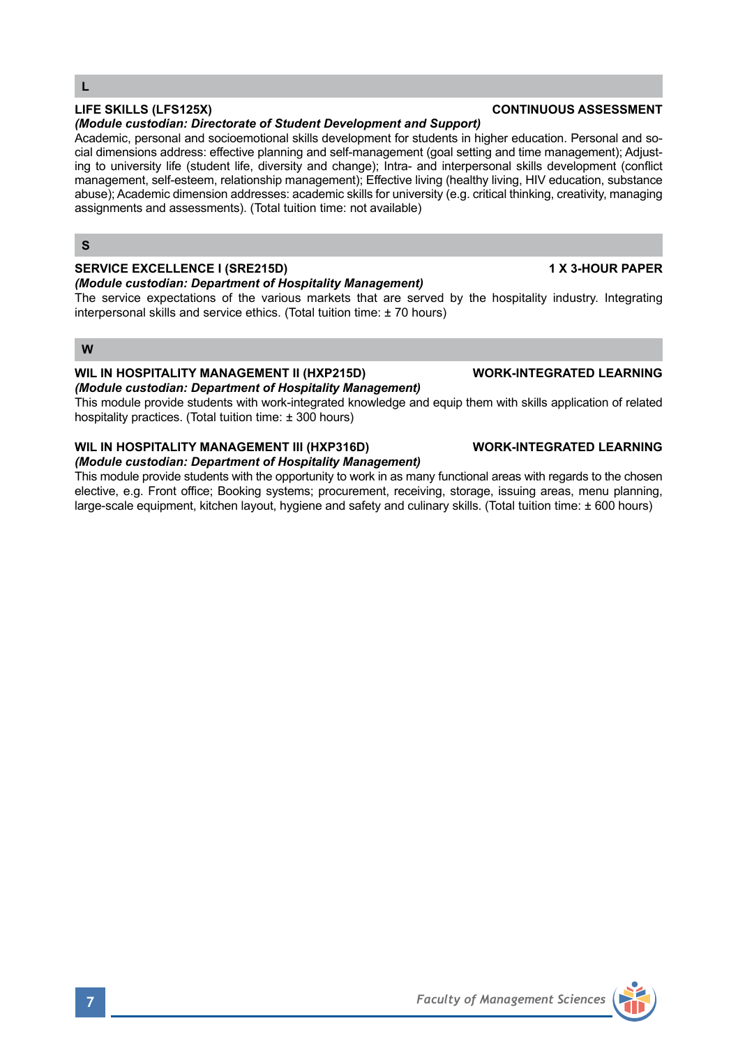## L

**LIFE SKILLS (LFS125X)** **CONTINUOUS ASSESSMENT**

***(Module custodian: Directorate of Student Development and Support)***

Academic, personal and socioemotional skills development for students in higher education. Personal and social dimensions address: effective planning and self-management (goal setting and time management); Adjusting to university life (student life, diversity and change); Intra- and interpersonal skills development (conflict management, self-esteem, relationship management); Effective living (healthy living, HIV education, substance abuse); Academic dimension addresses: academic skills for university (e.g. critical thinking, creativity, managing assignments and assessments). (Total tuition time: not available)

## S

**SERVICE EXCELLENCE I (SRE215D)** **1 X 3-HOUR PAPER**

***(Module custodian: Department of Hospitality Management)***

The service expectations of the various markets that are served by the hospitality industry. Integrating interpersonal skills and service ethics. (Total tuition time: ± 70 hours)

## W

**WIL IN HOSPITALITY MANAGEMENT II (HXP215D)** **WORK-INTEGRATED LEARNING**

***(Module custodian: Department of Hospitality Management)***

This module provide students with work-integrated knowledge and equip them with skills application of related hospitality practices. (Total tuition time: ± 300 hours)

**WIL IN HOSPITALITY MANAGEMENT III (HXP316D)** **WORK-INTEGRATED LEARNING**

***(Module custodian: Department of Hospitality Management)***

This module provide students with the opportunity to work in as many functional areas with regards to the chosen elective, e.g. Front office; Booking systems; procurement, receiving, storage, issuing areas, menu planning, large-scale equipment, kitchen layout, hygiene and safety and culinary skills. (Total tuition time: ± 600 hours)